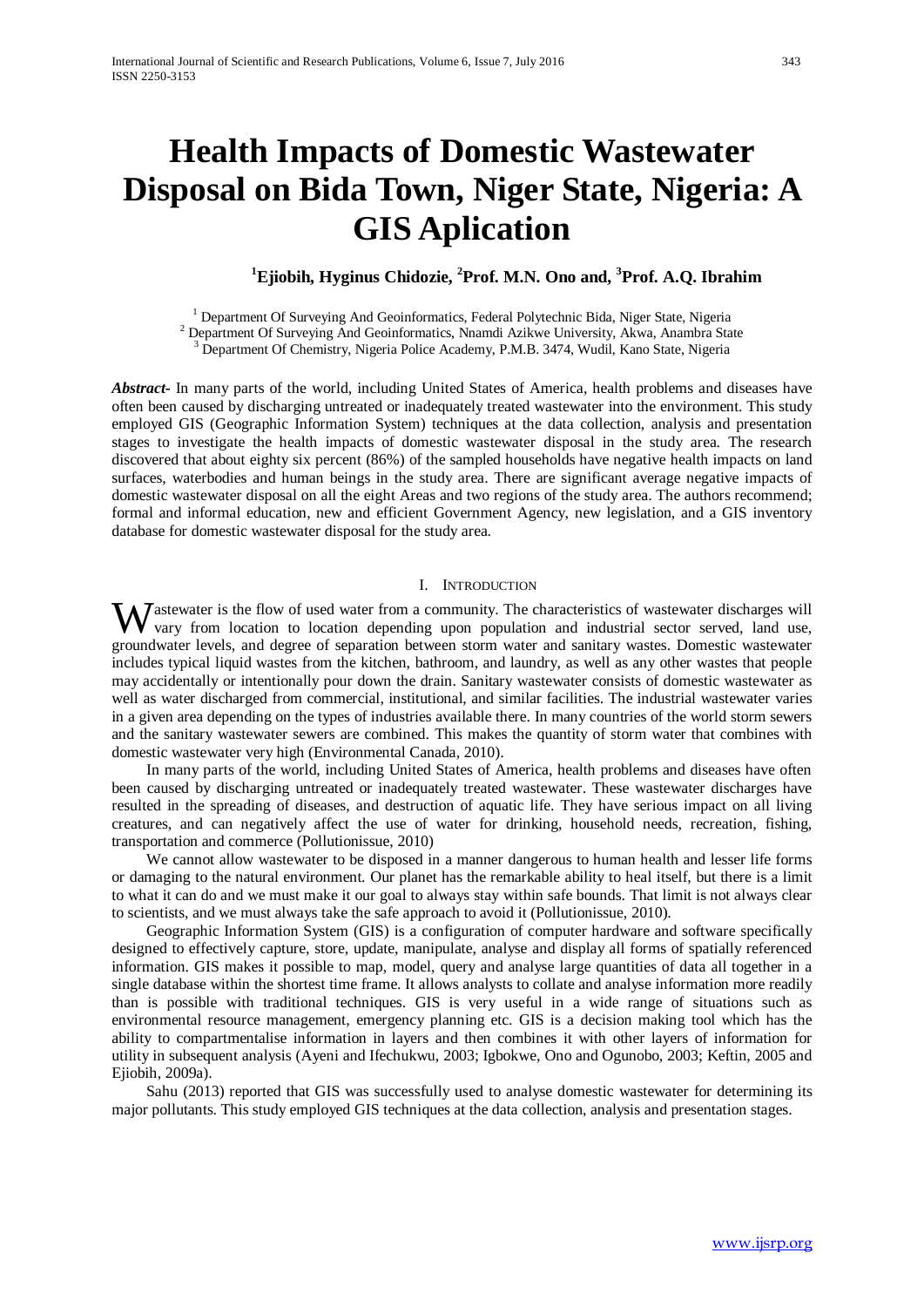# Health Impacts of Domestic Wastewater Disposal on Bida Town, Niger State, Nigeria: A GIS Aplication

**[1]Ejiobih, Hyginus Chidozie, [2]Prof. M.N. Ono and, [3]Prof. A.Q. Ibrahim**

[1] Department Of Surveying And Geoinformatics, Federal Polytechnic Bida, Niger State, Nigeria
[2] Department Of Surveying And Geoinformatics, Nnamdi Azikwe University, Akwa, Anambra State
[3] Department Of Chemistry, Nigeria Police Academy, P.M.B. 3474, Wudil, Kano State, Nigeria

***Abstract-*** In many parts of the world, including United States of America, health problems and diseases have often been caused by discharging untreated or inadequately treated wastewater into the environment. This study employed GIS (Geographic Information System) techniques at the data collection, analysis and presentation stages to investigate the health impacts of domestic wastewater disposal in the study area. The research discovered that about eighty six percent (86%) of the sampled households have negative health impacts on land surfaces, waterbodies and human beings in the study area. There are significant average negative impacts of domestic wastewater disposal on all the eight Areas and two regions of the study area. The authors recommend; formal and informal education, new and efficient Government Agency, new legislation, and a GIS inventory database for domestic wastewater disposal for the study area.

## I. Introduction

Wastewater is the flow of used water from a community. The characteristics of wastewater discharges will vary from location to location depending upon population and industrial sector served, land use, groundwater levels, and degree of separation between storm water and sanitary wastes. Domestic wastewater includes typical liquid wastes from the kitchen, bathroom, and laundry, as well as any other wastes that people may accidentally or intentionally pour down the drain. Sanitary wastewater consists of domestic wastewater as well as water discharged from commercial, institutional, and similar facilities. The industrial wastewater varies in a given area depending on the types of industries available there. In many countries of the world storm sewers and the sanitary wastewater sewers are combined. This makes the quantity of storm water that combines with domestic wastewater very high (Environmental Canada, 2010).

In many parts of the world, including United States of America, health problems and diseases have often been caused by discharging untreated or inadequately treated wastewater. These wastewater discharges have resulted in the spreading of diseases, and destruction of aquatic life. They have serious impact on all living creatures, and can negatively affect the use of water for drinking, household needs, recreation, fishing, transportation and commerce (Pollutionissue, 2010)

We cannot allow wastewater to be disposed in a manner dangerous to human health and lesser life forms or damaging to the natural environment. Our planet has the remarkable ability to heal itself, but there is a limit to what it can do and we must make it our goal to always stay within safe bounds. That limit is not always clear to scientists, and we must always take the safe approach to avoid it (Pollutionissue, 2010).

Geographic Information System (GIS) is a configuration of computer hardware and software specifically designed to effectively capture, store, update, manipulate, analyse and display all forms of spatially referenced information. GIS makes it possible to map, model, query and analyse large quantities of data all together in a single database within the shortest time frame. It allows analysts to collate and analyse information more readily than is possible with traditional techniques. GIS is very useful in a wide range of situations such as environmental resource management, emergency planning etc. GIS is a decision making tool which has the ability to compartmentalise information in layers and then combines it with other layers of information for utility in subsequent analysis (Ayeni and Ifechukwu, 2003; Igbokwe, Ono and Ogunobo, 2003; Keftin, 2005 and Ejiobih, 2009a).

Sahu (2013) reported that GIS was successfully used to analyse domestic wastewater for determining its major pollutants. This study employed GIS techniques at the data collection, analysis and presentation stages.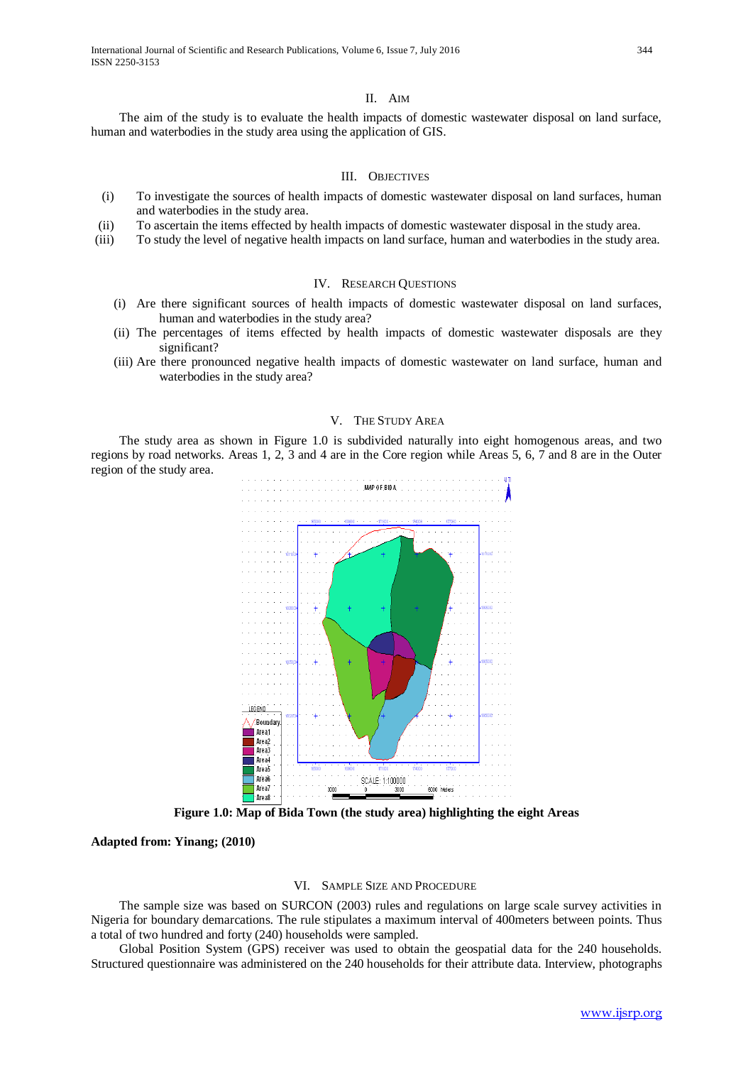## II. Aim

The aim of the study is to evaluate the health impacts of domestic wastewater disposal on land surface, human and waterbodies in the study area using the application of GIS.

## III. Objectives

(i) To investigate the sources of health impacts of domestic wastewater disposal on land surfaces, human and waterbodies in the study area.
(ii) To ascertain the items effected by health impacts of domestic wastewater disposal in the study area.
(iii) To study the level of negative health impacts on land surface, human and waterbodies in the study area.

## IV. Research Questions

(i) Are there significant sources of health impacts of domestic wastewater disposal on land surfaces, human and waterbodies in the study area?
(ii) The percentages of items effected by health impacts of domestic wastewater disposals are they significant?
(iii) Are there pronounced negative health impacts of domestic wastewater on land surface, human and waterbodies in the study area?

## V. The Study Area

The study area as shown in Figure 1.0 is subdivided naturally into eight homogenous areas, and two regions by road networks. Areas 1, 2, 3 and 4 are in the Core region while Areas 5, 6, 7 and 8 are in the Outer region of the study area.

**Figure 1.0: Map of Bida Town (the study area) highlighting the eight Areas**

**Adapted from: Yinang; (2010)**

## VI. Sample Size and Procedure

The sample size was based on SURCON (2003) rules and regulations on large scale survey activities in Nigeria for boundary demarcations. The rule stipulates a maximum interval of 400meters between points. Thus a total of two hundred and forty (240) households were sampled.

Global Position System (GPS) receiver was used to obtain the geospatial data for the 240 households. Structured questionnaire was administered on the 240 households for their attribute data. Interview, photographs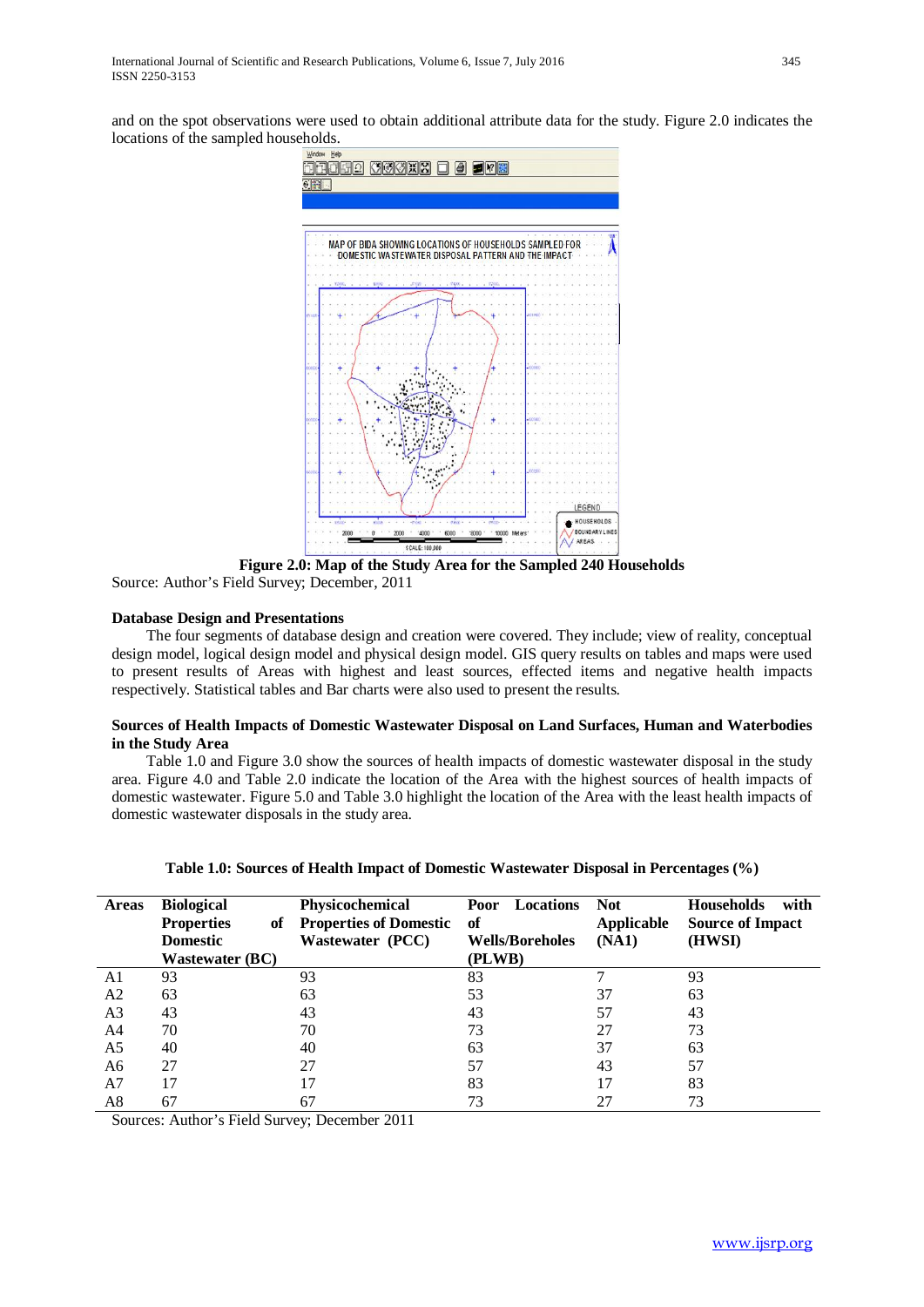and on the spot observations were used to obtain additional attribute data for the study. Figure 2.0 indicates the locations of the sampled households.

**Figure 2.0: Map of the Study Area for the Sampled 240 Households**

Source: Author's Field Survey; December, 2011

**Database Design and Presentations**

The four segments of database design and creation were covered. They include; view of reality, conceptual design model, logical design model and physical design model. GIS query results on tables and maps were used to present results of Areas with highest and least sources, effected items and negative health impacts respectively. Statistical tables and Bar charts were also used to present the results.

**Sources of Health Impacts of Domestic Wastewater Disposal on Land Surfaces, Human and Waterbodies in the Study Area**

Table 1.0 and Figure 3.0 show the sources of health impacts of domestic wastewater disposal in the study area. Figure 4.0 and Table 2.0 indicate the location of the Area with the highest sources of health impacts of domestic wastewater. Figure 5.0 and Table 3.0 highlight the location of the Area with the least health impacts of domestic wastewater disposals in the study area.

**Table 1.0: Sources of Health Impact of Domestic Wastewater Disposal in Percentages (%)**

| Areas | Biological Properties of Domestic Wastewater (BC) | Physicochemical Properties of Domestic Wastewater (PCC) | Poor Locations of Wells/Boreholes (PLWB) | Not Applicable (NA1) | Households with Source of Impact (HWSI) |
|---|---|---|---|---|---|
| A1 | 93 | 93 | 83 | 7 | 93 |
| A2 | 63 | 63 | 53 | 37 | 63 |
| A3 | 43 | 43 | 43 | 57 | 43 |
| A4 | 70 | 70 | 73 | 27 | 73 |
| A5 | 40 | 40 | 63 | 37 | 63 |
| A6 | 27 | 27 | 57 | 43 | 57 |
| A7 | 17 | 17 | 83 | 17 | 83 |
| A8 | 67 | 67 | 73 | 27 | 73 |

Sources: Author's Field Survey; December 2011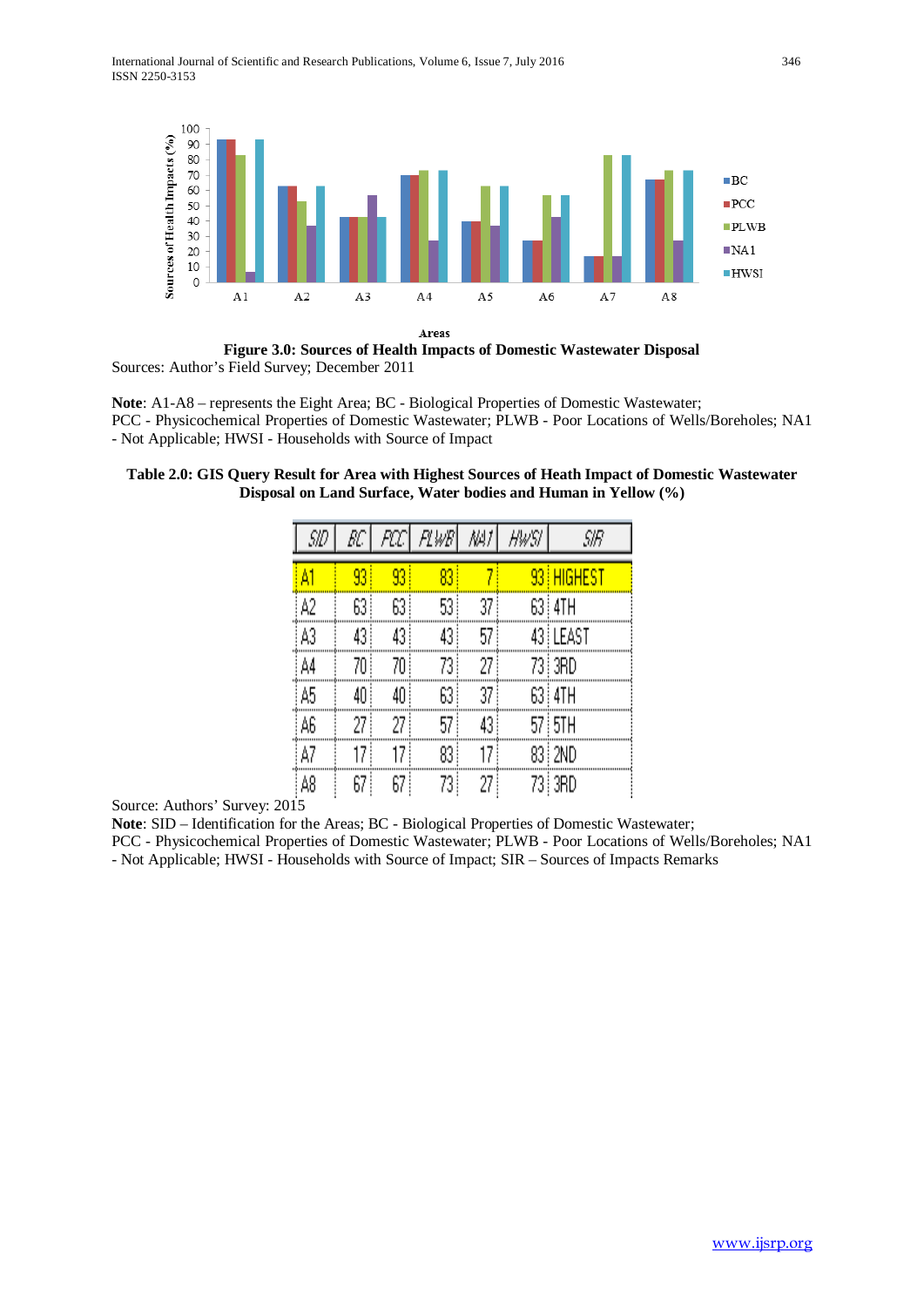Figure 3.0: Sources of Health Impacts of Domestic Wastewater Disposal

Sources: Author's Field Survey; December 2011

**Note**: A1-A8 – represents the Eight Area; BC - Biological Properties of Domestic Wastewater; PCC - Physicochemical Properties of Domestic Wastewater; PLWB - Poor Locations of Wells/Boreholes; NA1 - Not Applicable; HWSI - Households with Source of Impact

**Table 2.0: GIS Query Result for Area with Highest Sources of Heath Impact of Domestic Wastewater Disposal on Land Surface, Water bodies and Human in Yellow (%)**

| SID | BC | PCC | PLWB | NA1 | HWSI | SIR |
|---|---|---|---|---|---|---|
| A1 | 93 | 93 | 83 | 7 | 93 | HIGHEST |
| A2 | 63 | 63 | 53 | 37 | 63 | 4TH |
| A3 | 43 | 43 | 43 | 57 | 43 | LEAST |
| A4 | 70 | 70 | 73 | 27 | 73 | 3RD |
| A5 | 40 | 40 | 63 | 37 | 63 | 4TH |
| A6 | 27 | 27 | 57 | 43 | 57 | 5TH |
| A7 | 17 | 17 | 83 | 17 | 83 | 2ND |
| A8 | 67 | 67 | 73 | 27 | 73 | 3RD |

Source: Authors' Survey: 2015

**Note**: SID – Identification for the Areas; BC - Biological Properties of Domestic Wastewater; PCC - Physicochemical Properties of Domestic Wastewater; PLWB - Poor Locations of Wells/Boreholes; NA1 - Not Applicable; HWSI - Households with Source of Impact; SIR – Sources of Impacts Remarks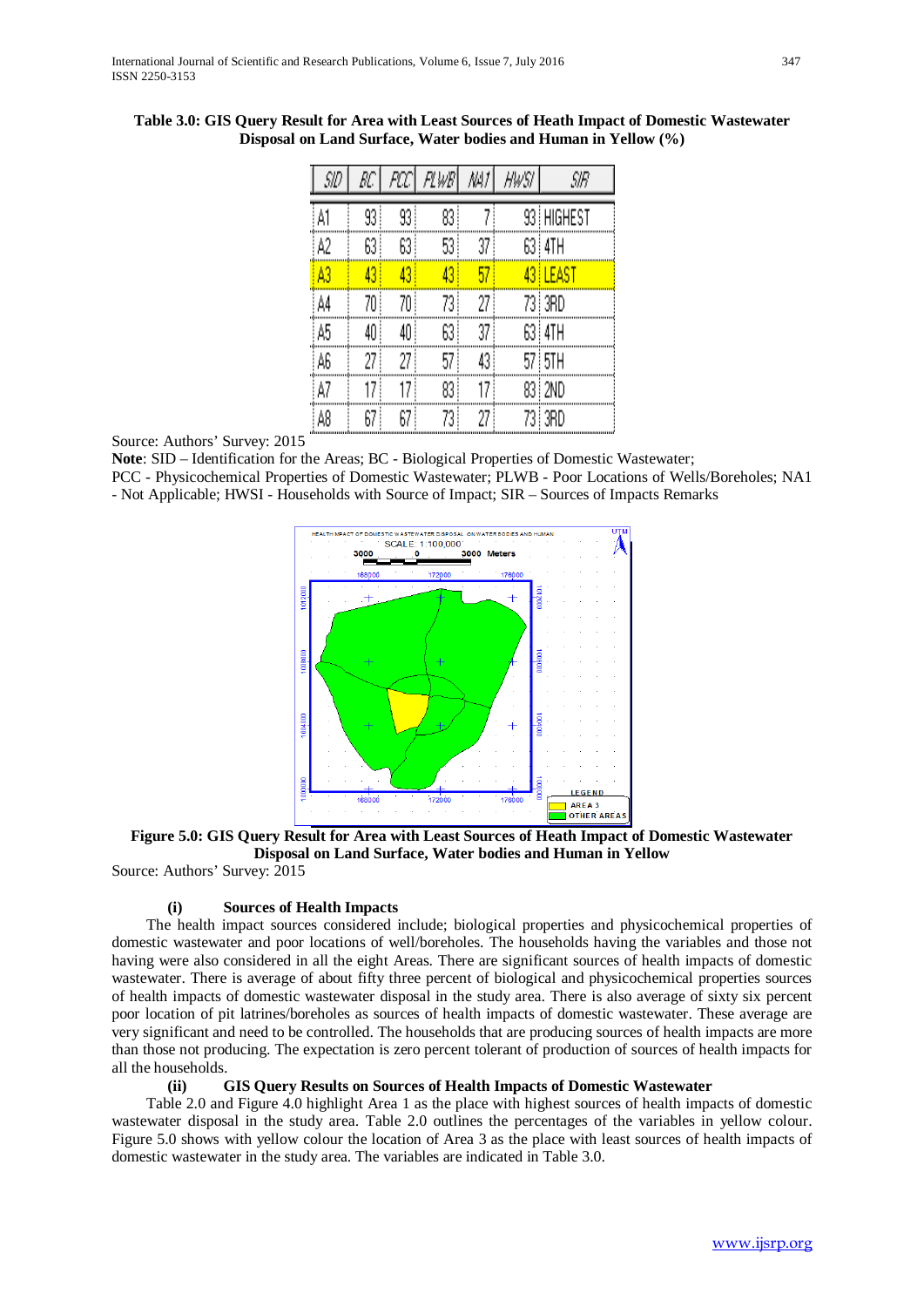**Table 3.0: GIS Query Result for Area with Least Sources of Heath Impact of Domestic Wastewater Disposal on Land Surface, Water bodies and Human in Yellow (%)**

| SID | BC | PCC | PLWB | NA1 | HWSI | SIR |
|---|---|---|---|---|---|---|
| A1 | 93 | 93 | 83 | 7 | 93 | HIGHEST |
| A2 | 63 | 63 | 53 | 37 | 63 | 4TH |
| A3 | 43 | 43 | 43 | 57 | 43 | LEAST |
| A4 | 70 | 70 | 73 | 27 | 73 | 3RD |
| A5 | 40 | 40 | 63 | 37 | 63 | 4TH |
| A6 | 27 | 27 | 57 | 43 | 57 | 5TH |
| A7 | 17 | 17 | 83 | 17 | 83 | 2ND |
| A8 | 67 | 67 | 73 | 27 | 73 | 3RD |

Source: Authors' Survey: 2015

**Note**: SID – Identification for the Areas; BC - Biological Properties of Domestic Wastewater; PCC - Physicochemical Properties of Domestic Wastewater; PLWB - Poor Locations of Wells/Boreholes; NA1 - Not Applicable; HWSI - Households with Source of Impact; SIR – Sources of Impacts Remarks

**Figure 5.0: GIS Query Result for Area with Least Sources of Heath Impact of Domestic Wastewater Disposal on Land Surface, Water bodies and Human in Yellow**

Source: Authors' Survey: 2015

**(i) Sources of Health Impacts**

The health impact sources considered include; biological properties and physicochemical properties of domestic wastewater and poor locations of well/boreholes. The households having the variables and those not having were also considered in all the eight Areas. There are significant sources of health impacts of domestic wastewater. There is average of about fifty three percent of biological and physicochemical properties sources of health impacts of domestic wastewater disposal in the study area. There is also average of sixty six percent poor location of pit latrines/boreholes as sources of health impacts of domestic wastewater. These average are very significant and need to be controlled. The households that are producing sources of health impacts are more than those not producing. The expectation is zero percent tolerant of production of sources of health impacts for all the households.

**(ii) GIS Query Results on Sources of Health Impacts of Domestic Wastewater**

Table 2.0 and Figure 4.0 highlight Area 1 as the place with highest sources of health impacts of domestic wastewater disposal in the study area. Table 2.0 outlines the percentages of the variables in yellow colour. Figure 5.0 shows with yellow colour the location of Area 3 as the place with least sources of health impacts of domestic wastewater in the study area. The variables are indicated in Table 3.0.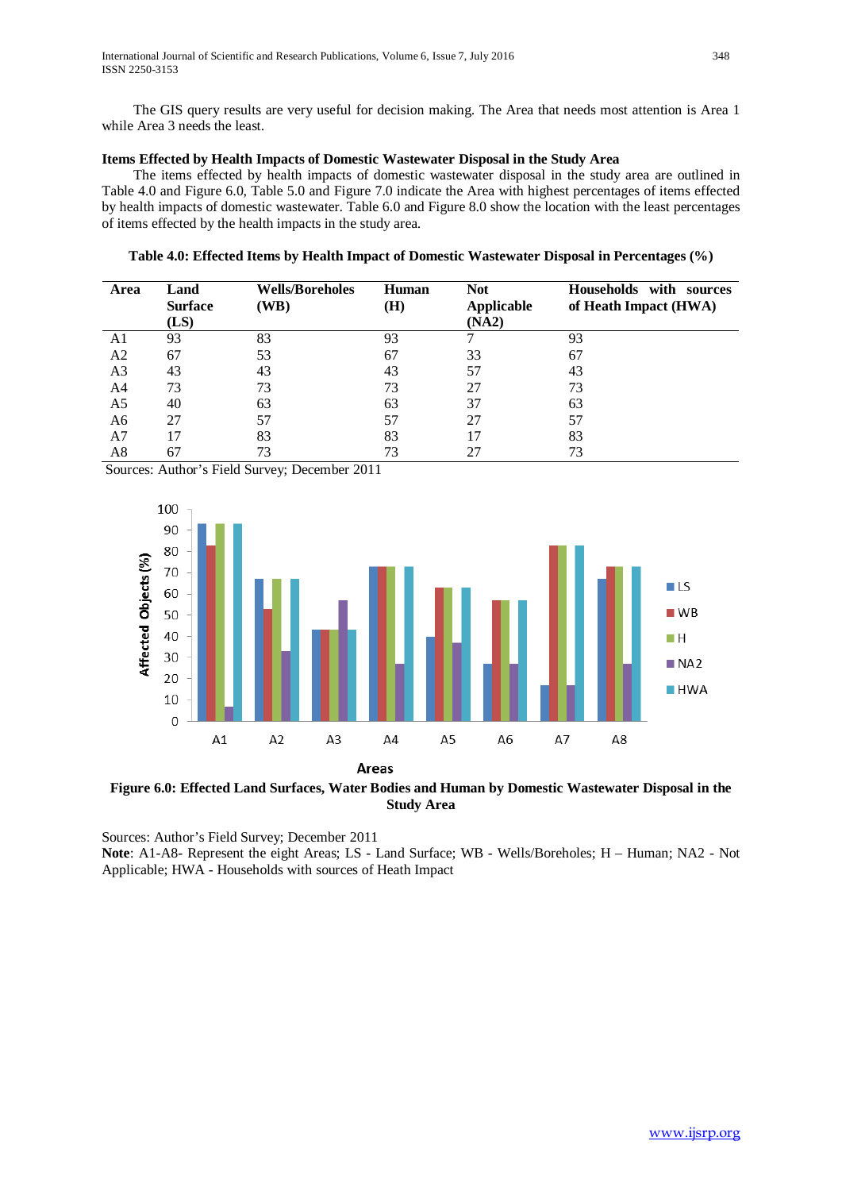The GIS query results are very useful for decision making. The Area that needs most attention is Area 1 while Area 3 needs the least.

**Items Effected by Health Impacts of Domestic Wastewater Disposal in the Study Area**

The items effected by health impacts of domestic wastewater disposal in the study area are outlined in Table 4.0 and Figure 6.0, Table 5.0 and Figure 7.0 indicate the Area with highest percentages of items effected by health impacts of domestic wastewater. Table 6.0 and Figure 8.0 show the location with the least percentages of items effected by the health impacts in the study area.

**Table 4.0: Effected Items by Health Impact of Domestic Wastewater Disposal in Percentages (%)**

| Area | Land Surface (LS) | Wells/Boreholes (WB) | Human (H) | Not Applicable (NA2) | Households with sources of Heath Impact (HWA) |
|---|---|---|---|---|---|
| A1 | 93 | 83 | 93 | 7 | 93 |
| A2 | 67 | 53 | 67 | 33 | 67 |
| A3 | 43 | 43 | 43 | 57 | 43 |
| A4 | 73 | 73 | 73 | 27 | 73 |
| A5 | 40 | 63 | 63 | 37 | 63 |
| A6 | 27 | 57 | 57 | 27 | 57 |
| A7 | 17 | 83 | 83 | 17 | 83 |
| A8 | 67 | 73 | 73 | 27 | 73 |

Sources: Author's Field Survey; December 2011

**Figure 6.0: Effected Land Surfaces, Water Bodies and Human by Domestic Wastewater Disposal in the Study Area**

Sources: Author's Field Survey; December 2011

**Note**: A1-A8- Represent the eight Areas; LS - Land Surface; WB - Wells/Boreholes; H – Human; NA2 - Not Applicable; HWA - Households with sources of Heath Impact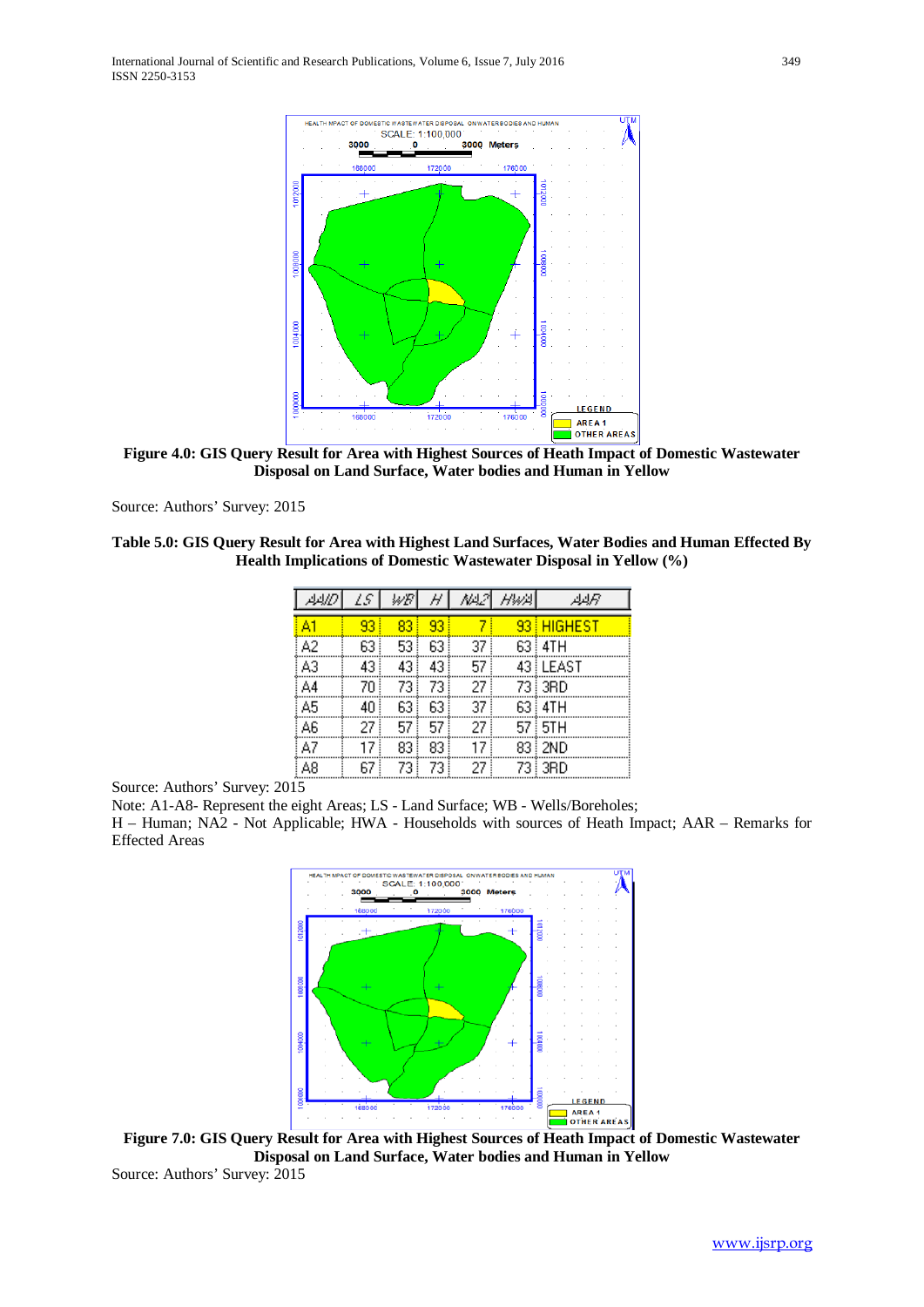**Figure 4.0: GIS Query Result for Area with Highest Sources of Heath Impact of Domestic Wastewater Disposal on Land Surface, Water bodies and Human in Yellow**

Source: Authors' Survey: 2015

**Table 5.0: GIS Query Result for Area with Highest Land Surfaces, Water Bodies and Human Effected By Health Implications of Domestic Wastewater Disposal in Yellow (%)**

| AAID | LS | WB | H | NA2 | HWA | AAR |
|---|---|---|---|---|---|---|
| A1 | 93 | 83 | 93 | 7 | 93 | HIGHEST |
| A2 | 63 | 53 | 63 | 37 | 63 | 4TH |
| A3 | 43 | 43 | 43 | 57 | 43 | LEAST |
| A4 | 70 | 73 | 73 | 27 | 73 | 3RD |
| A5 | 40 | 63 | 63 | 37 | 63 | 4TH |
| A6 | 27 | 57 | 57 | 27 | 57 | 5TH |
| A7 | 17 | 83 | 83 | 17 | 83 | 2ND |
| A8 | 67 | 73 | 73 | 27 | 73 | 3RD |

Source: Authors' Survey: 2015

Note: A1-A8- Represent the eight Areas; LS - Land Surface; WB - Wells/Boreholes;
H – Human; NA2 - Not Applicable; HWA - Households with sources of Heath Impact; AAR – Remarks for Effected Areas

**Figure 7.0: GIS Query Result for Area with Highest Sources of Heath Impact of Domestic Wastewater Disposal on Land Surface, Water bodies and Human in Yellow**

Source: Authors' Survey: 2015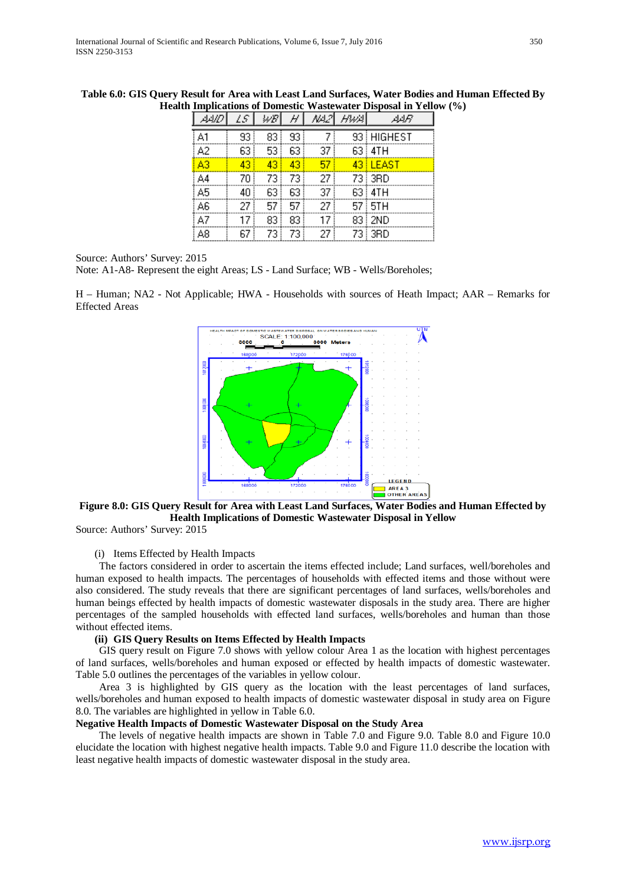**Table 6.0: GIS Query Result for Area with Least Land Surfaces, Water Bodies and Human Effected By Health Implications of Domestic Wastewater Disposal in Yellow (%)**

| AAID | LS | WB | H | NA2 | HWA | AAR |
|---|---|---|---|---|---|---|
| A1 | 93 | 83 | 93 | 7 | 93 | HIGHEST |
| A2 | 63 | 53 | 63 | 37 | 63 | 4TH |
| A3 | 43 | 43 | 43 | 57 | 43 | LEAST |
| A4 | 70 | 73 | 73 | 27 | 73 | 3RD |
| A5 | 40 | 63 | 63 | 37 | 63 | 4TH |
| A6 | 27 | 57 | 57 | 27 | 57 | 5TH |
| A7 | 17 | 83 | 83 | 17 | 83 | 2ND |
| A8 | 67 | 73 | 73 | 27 | 73 | 3RD |

Source: Authors' Survey: 2015

Note: A1-A8- Represent the eight Areas; LS - Land Surface; WB - Wells/Boreholes;

H – Human; NA2 - Not Applicable; HWA - Households with sources of Heath Impact; AAR – Remarks for Effected Areas

**Figure 8.0: GIS Query Result for Area with Least Land Surfaces, Water Bodies and Human Effected by Health Implications of Domestic Wastewater Disposal in Yellow**

Source: Authors' Survey: 2015

(i) Items Effected by Health Impacts

The factors considered in order to ascertain the items effected include; Land surfaces, well/boreholes and human exposed to health impacts. The percentages of households with effected items and those without were also considered. The study reveals that there are significant percentages of land surfaces, wells/boreholes and human beings effected by health impacts of domestic wastewater disposals in the study area. There are higher percentages of the sampled households with effected land surfaces, wells/boreholes and human than those without effected items.

**(ii) GIS Query Results on Items Effected by Health Impacts**

GIS query result on Figure 7.0 shows with yellow colour Area 1 as the location with highest percentages of land surfaces, wells/boreholes and human exposed or effected by health impacts of domestic wastewater. Table 5.0 outlines the percentages of the variables in yellow colour.

Area 3 is highlighted by GIS query as the location with the least percentages of land surfaces, wells/boreholes and human exposed to health impacts of domestic wastewater disposal in study area on Figure 8.0. The variables are highlighted in yellow in Table 6.0.

**Negative Health Impacts of Domestic Wastewater Disposal on the Study Area**

The levels of negative health impacts are shown in Table 7.0 and Figure 9.0. Table 8.0 and Figure 10.0 elucidate the location with highest negative health impacts. Table 9.0 and Figure 11.0 describe the location with least negative health impacts of domestic wastewater disposal in the study area.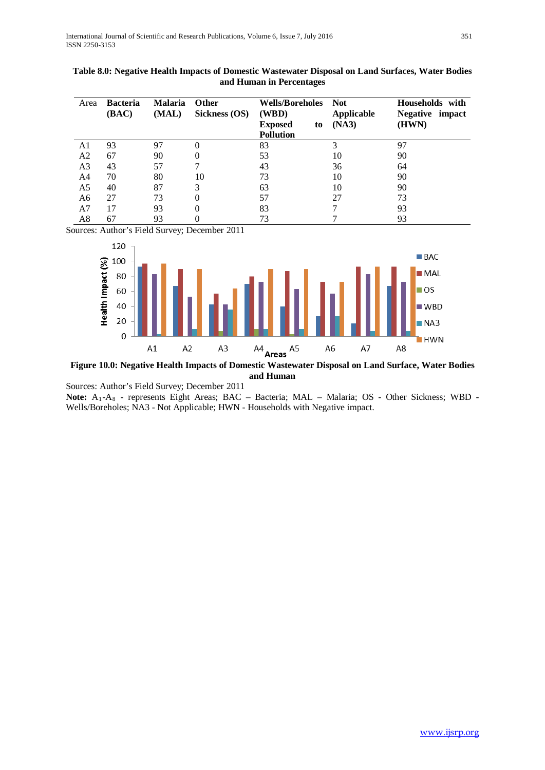**Table 8.0: Negative Health Impacts of Domestic Wastewater Disposal on Land Surfaces, Water Bodies and Human in Percentages**

| Area | Bacteria (BAC) | Malaria (MAL) | Other Sickness (OS) | Wells/Boreholes (WBD) Exposed to Pollution | Not Applicable (NA3) | Households with Negative impact (HWN) |
|---|---|---|---|---|---|---|
| A1 | 93 | 97 | 0 | 83 | 3 | 97 |
| A2 | 67 | 90 | 0 | 53 | 10 | 90 |
| A3 | 43 | 57 | 7 | 43 | 36 | 64 |
| A4 | 70 | 80 | 10 | 73 | 10 | 90 |
| A5 | 40 | 87 | 3 | 63 | 10 | 90 |
| A6 | 27 | 73 | 0 | 57 | 27 | 73 |
| A7 | 17 | 93 | 0 | 83 | 7 | 93 |
| A8 | 67 | 93 | 0 | 73 | 7 | 93 |

Sources: Author's Field Survey; December 2011

**Figure 10.0: Negative Health Impacts of Domestic Wastewater Disposal on Land Surface, Water Bodies and Human**

Sources: Author's Field Survey; December 2011

**Note:** $A_1$-$A_8$ - represents Eight Areas; BAC – Bacteria; MAL – Malaria; OS - Other Sickness; WBD - Wells/Boreholes; NA3 - Not Applicable; HWN - Households with Negative impact.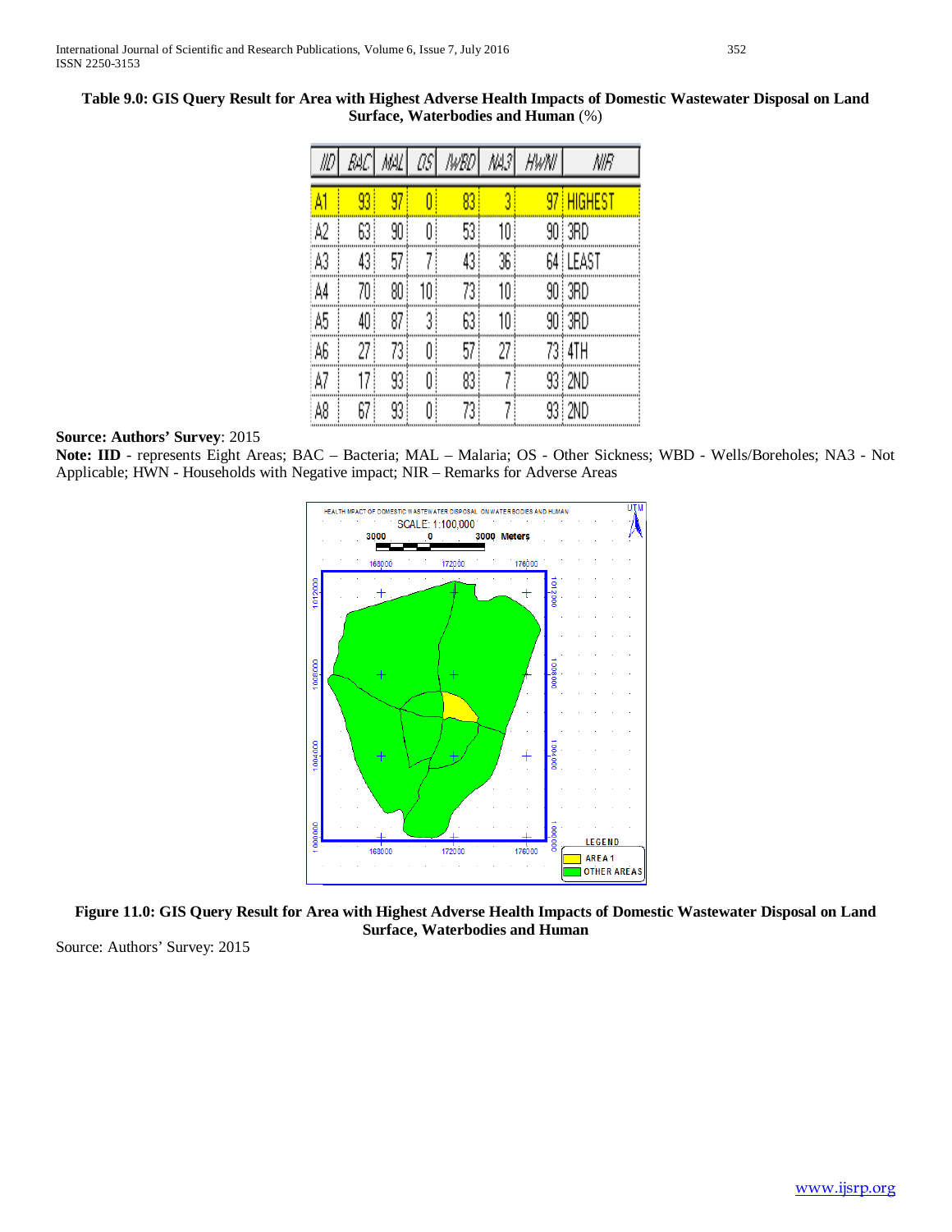**Table 9.0: GIS Query Result for Area with Highest Adverse Health Impacts of Domestic Wastewater Disposal on Land Surface, Waterbodies and Human** (%)

| IID | BAC | MAL | OS | IWBD | NA3 | HWNI | NIR |
|---|---|---|---|---|---|---|---|
| A1 | 93 | 97 | 0 | 83 | 3 | 97 | HIGHEST |
| A2 | 63 | 90 | 0 | 53 | 10 | 90 | 3RD |
| A3 | 43 | 57 | 7 | 43 | 36 | 64 | LEAST |
| A4 | 70 | 80 | 10 | 73 | 10 | 90 | 3RD |
| A5 | 40 | 87 | 3 | 63 | 10 | 90 | 3RD |
| A6 | 27 | 73 | 0 | 57 | 27 | 73 | 4TH |
| A7 | 17 | 93 | 0 | 83 | 7 | 93 | 2ND |
| A8 | 67 | 93 | 0 | 73 | 7 | 93 | 2ND |

**Source: Authors' Survey**: 2015

**Note: IID** - represents Eight Areas; BAC – Bacteria; MAL – Malaria; OS - Other Sickness; WBD - Wells/Boreholes; NA3 - Not Applicable; HWN - Households with Negative impact; NIR – Remarks for Adverse Areas

**Figure 11.0: GIS Query Result for Area with Highest Adverse Health Impacts of Domestic Wastewater Disposal on Land Surface, Waterbodies and Human**

Source: Authors' Survey: 2015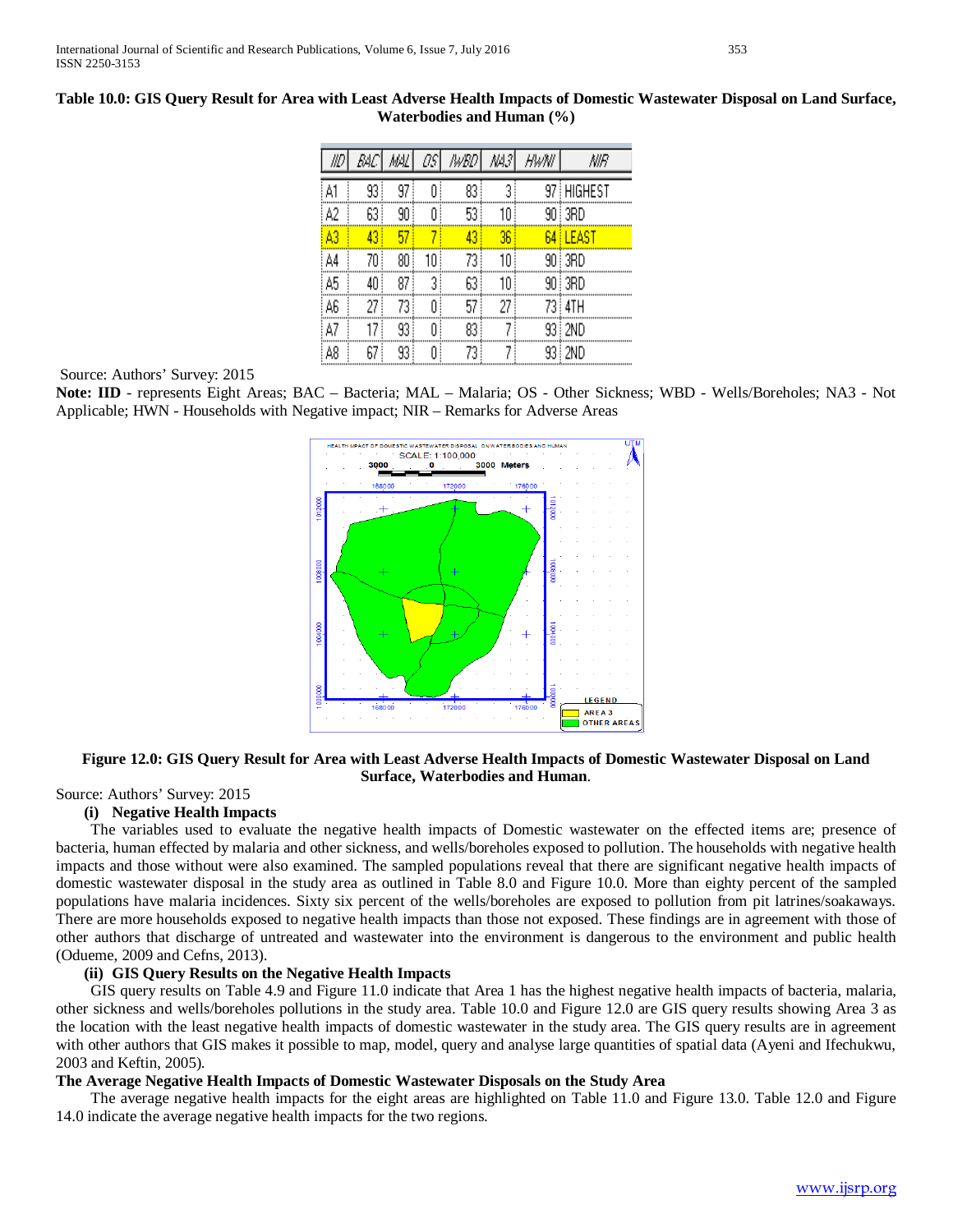**Table 10.0: GIS Query Result for Area with Least Adverse Health Impacts of Domestic Wastewater Disposal on Land Surface, Waterbodies and Human (%)**

| IID | BAC | MAL | OS | WBD | NA3 | HWN | NIR |
|---|---|---|---|---|---|---|---|
| A1 | 93 | 97 | 0 | 83 | 3 | 97 | HIGHEST |
| A2 | 63 | 90 | 0 | 53 | 10 | 90 | 3RD |
| A3 | 43 | 57 | 7 | 43 | 36 | 64 | LEAST |
| A4 | 70 | 80 | 10 | 73 | 10 | 90 | 3RD |
| A5 | 40 | 87 | 3 | 63 | 10 | 90 | 3RD |
| A6 | 27 | 73 | 0 | 57 | 27 | 73 | 4TH |
| A7 | 17 | 93 | 0 | 83 | 7 | 93 | 2ND |
| A8 | 67 | 93 | 0 | 73 | 7 | 93 | 2ND |

Source: Authors' Survey: 2015

**Note: IID** - represents Eight Areas; BAC – Bacteria; MAL – Malaria; OS - Other Sickness; WBD - Wells/Boreholes; NA3 - Not Applicable; HWN - Households with Negative impact; NIR – Remarks for Adverse Areas

**Figure 12.0: GIS Query Result for Area with Least Adverse Health Impacts of Domestic Wastewater Disposal on Land Surface, Waterbodies and Human**.

Source: Authors' Survey: 2015

**(i) Negative Health Impacts**

The variables used to evaluate the negative health impacts of Domestic wastewater on the effected items are; presence of bacteria, human effected by malaria and other sickness, and wells/boreholes exposed to pollution. The households with negative health impacts and those without were also examined. The sampled populations reveal that there are significant negative health impacts of domestic wastewater disposal in the study area as outlined in Table 8.0 and Figure 10.0. More than eighty percent of the sampled populations have malaria incidences. Sixty six percent of the wells/boreholes are exposed to pollution from pit latrines/soakaways. There are more households exposed to negative health impacts than those not exposed. These findings are in agreement with those of other authors that discharge of untreated and wastewater into the environment is dangerous to the environment and public health (Odueme, 2009 and Cefns, 2013).

**(ii) GIS Query Results on the Negative Health Impacts**

GIS query results on Table 4.9 and Figure 11.0 indicate that Area 1 has the highest negative health impacts of bacteria, malaria, other sickness and wells/boreholes pollutions in the study area. Table 10.0 and Figure 12.0 are GIS query results showing Area 3 as the location with the least negative health impacts of domestic wastewater in the study area. The GIS query results are in agreement with other authors that GIS makes it possible to map, model, query and analyse large quantities of spatial data (Ayeni and Ifechukwu, 2003 and Keftin, 2005).

**The Average Negative Health Impacts of Domestic Wastewater Disposals on the Study Area**

The average negative health impacts for the eight areas are highlighted on Table 11.0 and Figure 13.0. Table 12.0 and Figure 14.0 indicate the average negative health impacts for the two regions.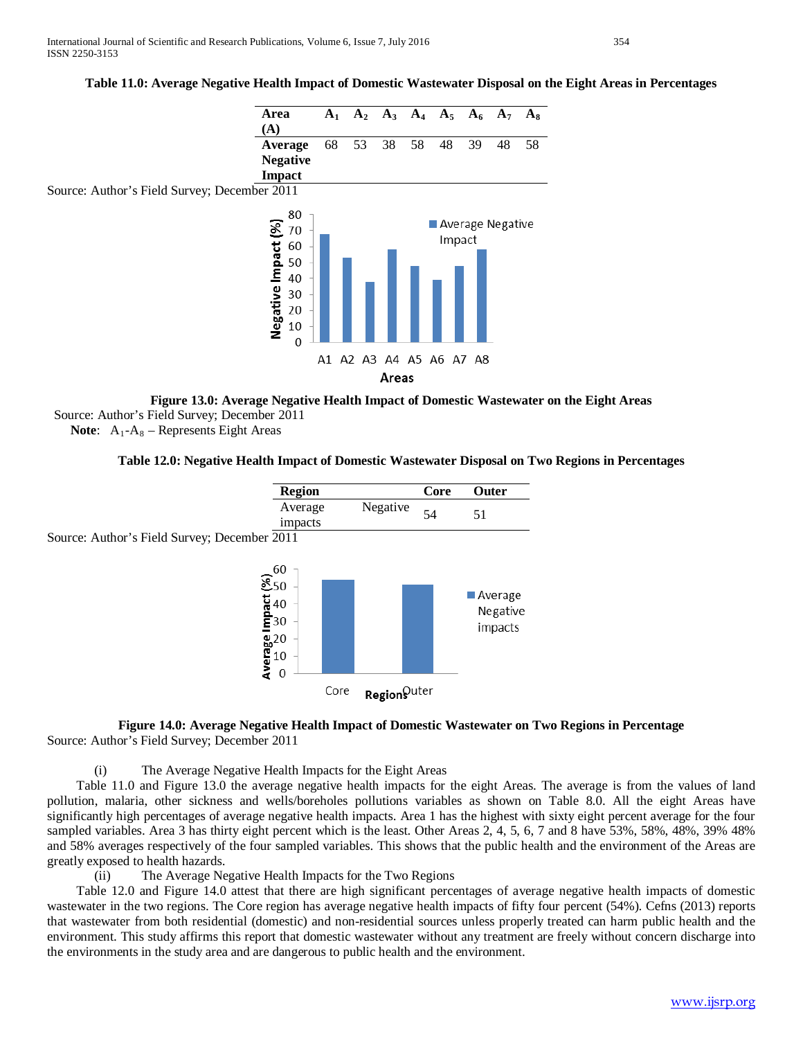**Table 11.0: Average Negative Health Impact of Domestic Wastewater Disposal on the Eight Areas in Percentages**

| Area (A) | $A_1$ | $A_2$ | $A_3$ | $A_4$ | $A_5$ | $A_6$ | $A_7$ | $A_8$ |
|---|---|---|---|---|---|---|---|---|
| **Average Negative Impact** | 68 | 53 | 38 | 58 | 48 | 39 | 48 | 58 |

Source: Author's Field Survey; December 2011

**Figure 13.0: Average Negative Health Impact of Domestic Wastewater on the Eight Areas**

Source: Author's Field Survey; December 2011

**Note**: $A_1$-$A_8$ – Represents Eight Areas

**Table 12.0: Negative Health Impact of Domestic Wastewater Disposal on Two Regions in Percentages**

| Region | Core | Outer |
|---|---|---|
| Average Negative impacts | 54 | 51 |

Source: Author's Field Survey; December 2011

**Figure 14.0: Average Negative Health Impact of Domestic Wastewater on Two Regions in Percentage**

Source: Author's Field Survey; December 2011

(i) The Average Negative Health Impacts for the Eight Areas

Table 11.0 and Figure 13.0 the average negative health impacts for the eight Areas. The average is from the values of land pollution, malaria, other sickness and wells/boreholes pollutions variables as shown on Table 8.0. All the eight Areas have significantly high percentages of average negative health impacts. Area 1 has the highest with sixty eight percent average for the four sampled variables. Area 3 has thirty eight percent which is the least. Other Areas 2, 4, 5, 6, 7 and 8 have 53%, 58%, 48%, 39% 48% and 58% averages respectively of the four sampled variables. This shows that the public health and the environment of the Areas are greatly exposed to health hazards.

(ii) The Average Negative Health Impacts for the Two Regions

Table 12.0 and Figure 14.0 attest that there are high significant percentages of average negative health impacts of domestic wastewater in the two regions. The Core region has average negative health impacts of fifty four percent (54%). Cefns (2013) reports that wastewater from both residential (domestic) and non-residential sources unless properly treated can harm public health and the environment. This study affirms this report that domestic wastewater without any treatment are freely without concern discharge into the environments in the study area and are dangerous to public health and the environment.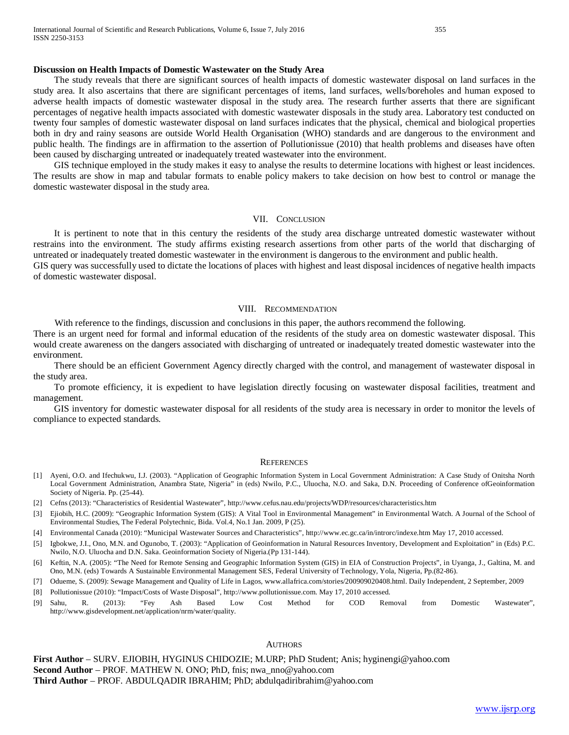**Discussion on Health Impacts of Domestic Wastewater on the Study Area**

The study reveals that there are significant sources of health impacts of domestic wastewater disposal on land surfaces in the study area. It also ascertains that there are significant percentages of items, land surfaces, wells/boreholes and human exposed to adverse health impacts of domestic wastewater disposal in the study area. The research further asserts that there are significant percentages of negative health impacts associated with domestic wastewater disposals in the study area. Laboratory test conducted on twenty four samples of domestic wastewater disposal on land surfaces indicates that the physical, chemical and biological properties both in dry and rainy seasons are outside World Health Organisation (WHO) standards and are dangerous to the environment and public health. The findings are in affirmation to the assertion of Pollutionissue (2010) that health problems and diseases have often been caused by discharging untreated or inadequately treated wastewater into the environment.

GIS technique employed in the study makes it easy to analyse the results to determine locations with highest or least incidences. The results are show in map and tabular formats to enable policy makers to take decision on how best to control or manage the domestic wastewater disposal in the study area.

## VII. Conclusion

It is pertinent to note that in this century the residents of the study area discharge untreated domestic wastewater without restrains into the environment. The study affirms existing research assertions from other parts of the world that discharging of untreated or inadequately treated domestic wastewater in the environment is dangerous to the environment and public health.

GIS query was successfully used to dictate the locations of places with highest and least disposal incidences of negative health impacts of domestic wastewater disposal.

## VIII. Recommendation

With reference to the findings, discussion and conclusions in this paper, the authors recommend the following.

There is an urgent need for formal and informal education of the residents of the study area on domestic wastewater disposal. This would create awareness on the dangers associated with discharging of untreated or inadequately treated domestic wastewater into the environment.

There should be an efficient Government Agency directly charged with the control, and management of wastewater disposal in the study area.

To promote efficiency, it is expedient to have legislation directly focusing on wastewater disposal facilities, treatment and management.

GIS inventory for domestic wastewater disposal for all residents of the study area is necessary in order to monitor the levels of compliance to expected standards.

## References

[1] Ayeni, O.O. and Ifechukwu, I.J. (2003). "Application of Geographic Information System in Local Government Administration: A Case Study of Onitsha North Local Government Administration, Anambra State, Nigeria" in (eds) Nwilo, P.C., Uluocha, N.O. and Saka, D.N. Proceeding of Conference ofGeoinformation Society of Nigeria. Pp. (25-44).

[2] Cefns (2013): "Characteristics of Residential Wastewater", http://www.cefus.nau.edu/projects/WDP/resources/characteristics.htm

[3] Ejiobih, H.C. (2009): "Geographic Information System (GIS): A Vital Tool in Environmental Management" in Environmental Watch. A Journal of the School of Environmental Studies, The Federal Polytechnic, Bida. Vol.4, No.1 Jan. 2009, P (25).

[4] Environmental Canada (2010): "Municipal Wastewater Sources and Characteristics", http://www.ec.gc.ca/in/introrc/indexe.htm May 17, 2010 accessed.

[5] Igbokwe, J.I., Ono, M.N. and Ogunobo, T. (2003): "Application of Geoinformation in Natural Resources Inventory, Development and Exploitation" in (Eds) P.C. Nwilo, N.O. Uluocha and D.N. Saka. Geoinformation Society of Nigeria.(Pp 131-144).

[6] Keftin, N.A. (2005): "The Need for Remote Sensing and Geographic Information System (GIS) in EIA of Construction Projects", in Uyanga, J., Galtina, M. and Ono, M.N. (eds) Towards A Sustainable Environmental Management SES, Federal University of Technology, Yola, Nigeria, Pp.(82-86).

[7] Odueme, S. (2009): Sewage Management and Quality of Life in Lagos, www.allafrica.com/stories/200909020408.html. Daily Independent, 2 September, 2009

[8] Pollutionissue (2010): "Impact/Costs of Waste Disposal", http://www.pollutionissue.com. May 17, 2010 accessed.

[9] Sahu, R. (2013): "Fey Ash Based Low Cost Method for COD Removal from Domestic Wastewater", http://www.gisdevelopment.net/application/nrm/water/quality.

## Authors

**First Author** – SURV. EJIOBIH, HYGINUS CHIDOZIE; M.URP; PhD Student; Anis; hyginengi@yahoo.com

**Second Author** – PROF. MATHEW N. ONO; PhD, fnis; nwa_nno@yahoo.com

**Third Author** – PROF. ABDULQADIR IBRAHIM; PhD; abdulqadiribrahim@yahoo.com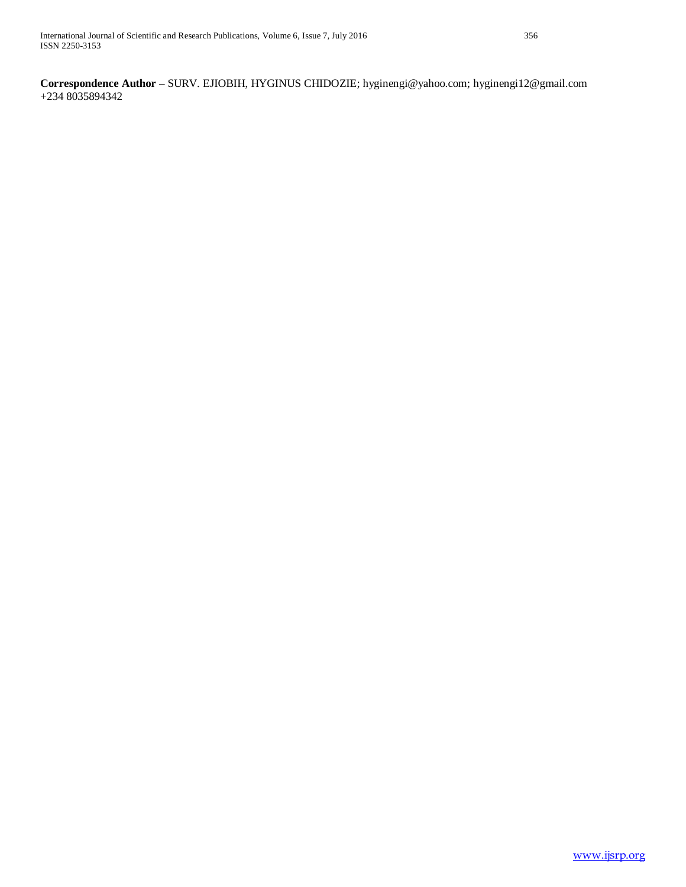**Correspondence Author** – SURV. EJIOBIH, HYGINUS CHIDOZIE; hyginengi@yahoo.com; hyginengi12@gmail.com
+234 8035894342